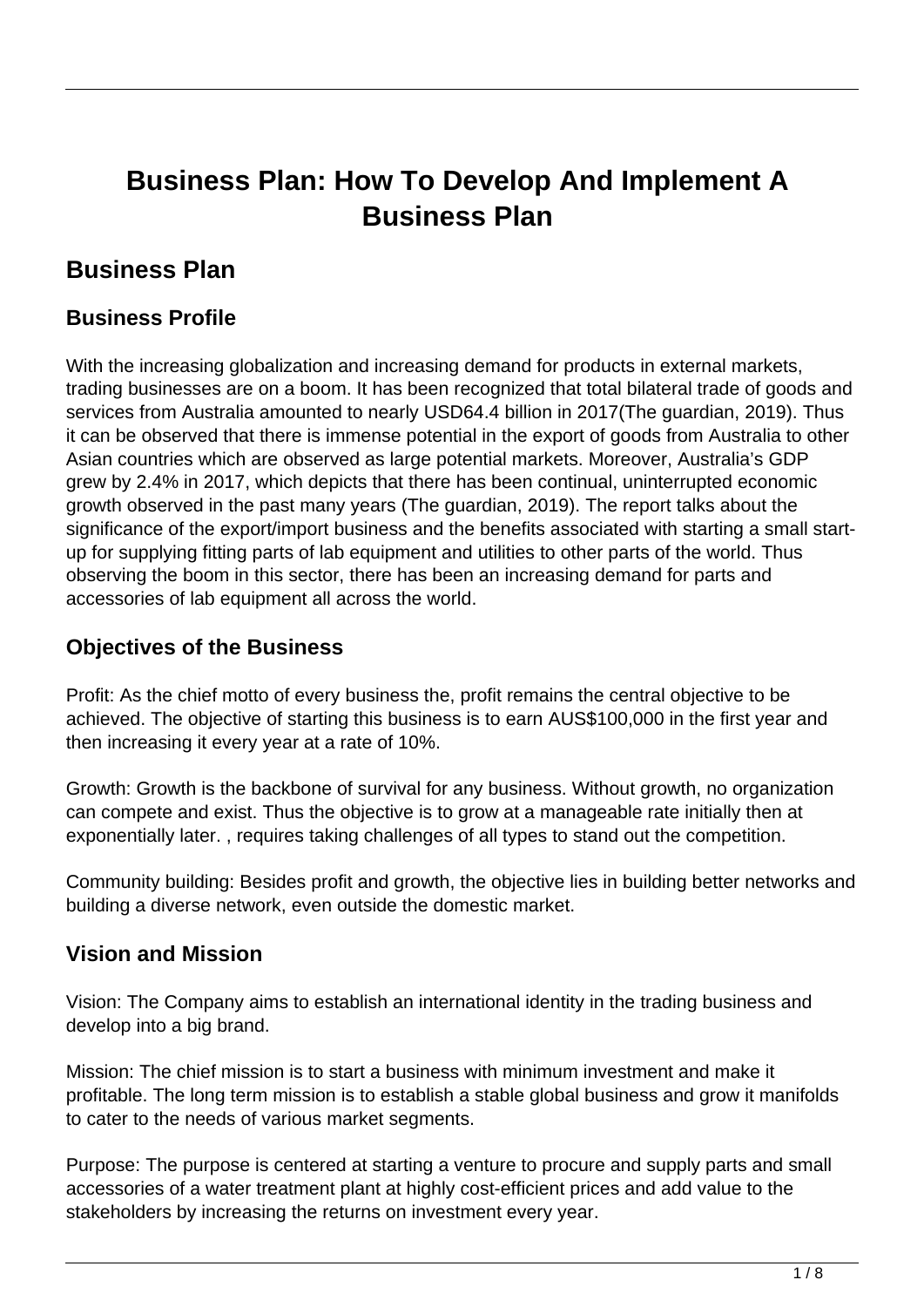# Business Plan: How To Develop And Implement A Business Plan

## Business Plan

### Business Profile

With the increasing globalization and increasing demand for products in external markets, trading businesses are on a boom. It has been recognized that total bilateral trade of goods and services from Australia amounted to nearly USD64.4 billion in 2017(The guardian, 2019). Thus it can be observed that there is immense potential in the export of goods from Australia to other Asian countries which are observed as large potential markets. Moreover, Australia's GDP grew by 2.4% in 2017, which depicts that there has been continual, uninterrupted economic growth observed in the past many years (The guardian, 2019). The report talks about the significance of the export/import business and the benefits associated with starting a small start-up for supplying fitting parts of lab equipment and utilities to other parts of the world. Thus observing the boom in this sector, there has been an increasing demand for parts and accessories of lab equipment all across the world.

### Objectives of the Business

Profit: As the chief motto of every business the, profit remains the central objective to be achieved. The objective of starting this business is to earn AUS$100,000 in the first year and then increasing it every year at a rate of 10%.

Growth: Growth is the backbone of survival for any business. Without growth, no organization can compete and exist. Thus the objective is to grow at a manageable rate initially then at exponentially later. , requires taking challenges of all types to stand out the competition.

Community building: Besides profit and growth, the objective lies in building better networks and building a diverse network, even outside the domestic market.

### Vision and Mission

Vision: The Company aims to establish an international identity in the trading business and develop into a big brand.

Mission: The chief mission is to start a business with minimum investment and make it profitable. The long term mission is to establish a stable global business and grow it manifolds to cater to the needs of various market segments.

Purpose: The purpose is centered at starting a venture to procure and supply parts and small accessories of a water treatment plant at highly cost-efficient prices and add value to the stakeholders by increasing the returns on investment every year.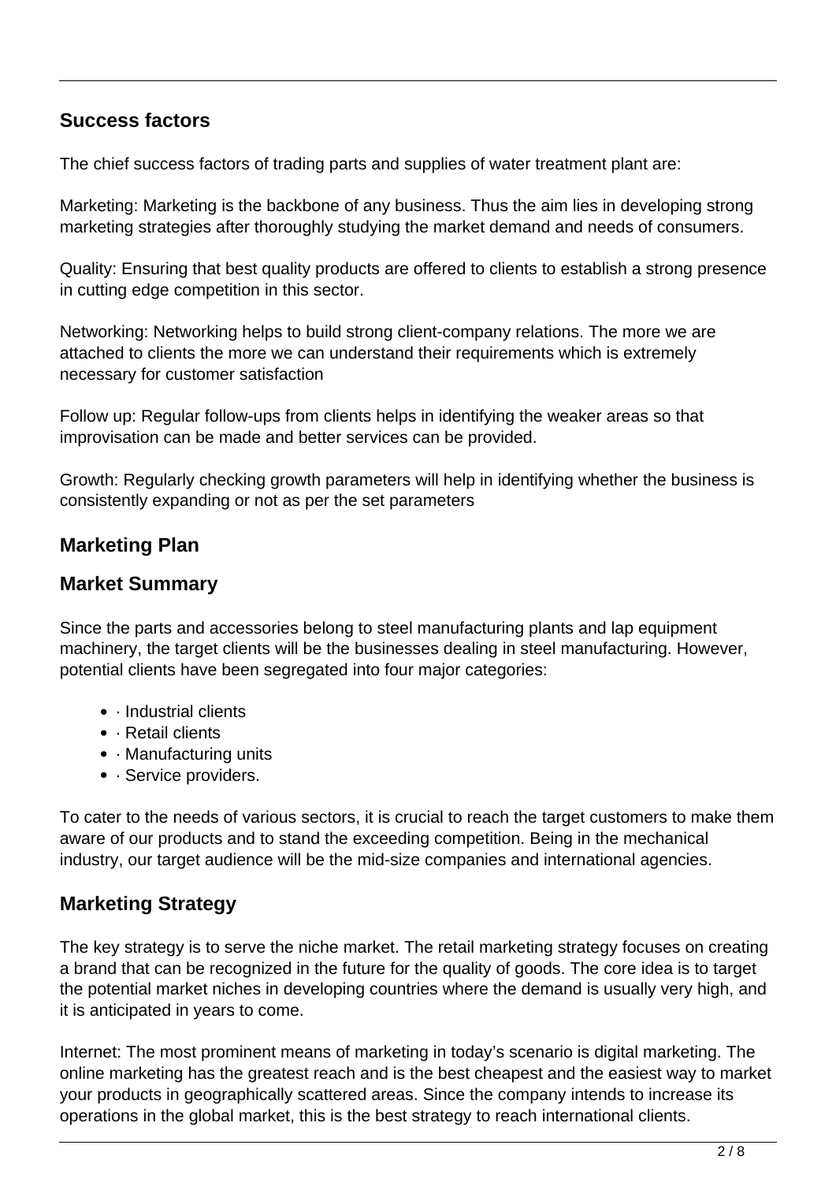## Success factors

The chief success factors of trading parts and supplies of water treatment plant are:

Marketing: Marketing is the backbone of any business. Thus the aim lies in developing strong marketing strategies after thoroughly studying the market demand and needs of consumers.

Quality: Ensuring that best quality products are offered to clients to establish a strong presence in cutting edge competition in this sector.

Networking: Networking helps to build strong client-company relations. The more we are attached to clients the more we can understand their requirements which is extremely necessary for customer satisfaction

Follow up: Regular follow-ups from clients helps in identifying the weaker areas so that improvisation can be made and better services can be provided.

Growth: Regularly checking growth parameters will help in identifying whether the business is consistently expanding or not as per the set parameters

## Marketing Plan

## Market Summary

Since the parts and accessories belong to steel manufacturing plants and lap equipment machinery, the target clients will be the businesses dealing in steel manufacturing. However, potential clients have been segregated into four major categories:

- · Industrial clients
- · Retail clients
- · Manufacturing units
- · Service providers.

To cater to the needs of various sectors, it is crucial to reach the target customers to make them aware of our products and to stand the exceeding competition. Being in the mechanical industry, our target audience will be the mid-size companies and international agencies.

## Marketing Strategy

The key strategy is to serve the niche market. The retail marketing strategy focuses on creating a brand that can be recognized in the future for the quality of goods. The core idea is to target the potential market niches in developing countries where the demand is usually very high, and it is anticipated in years to come.

Internet: The most prominent means of marketing in today's scenario is digital marketing. The online marketing has the greatest reach and is the best cheapest and the easiest way to market your products in geographically scattered areas. Since the company intends to increase its operations in the global market, this is the best strategy to reach international clients.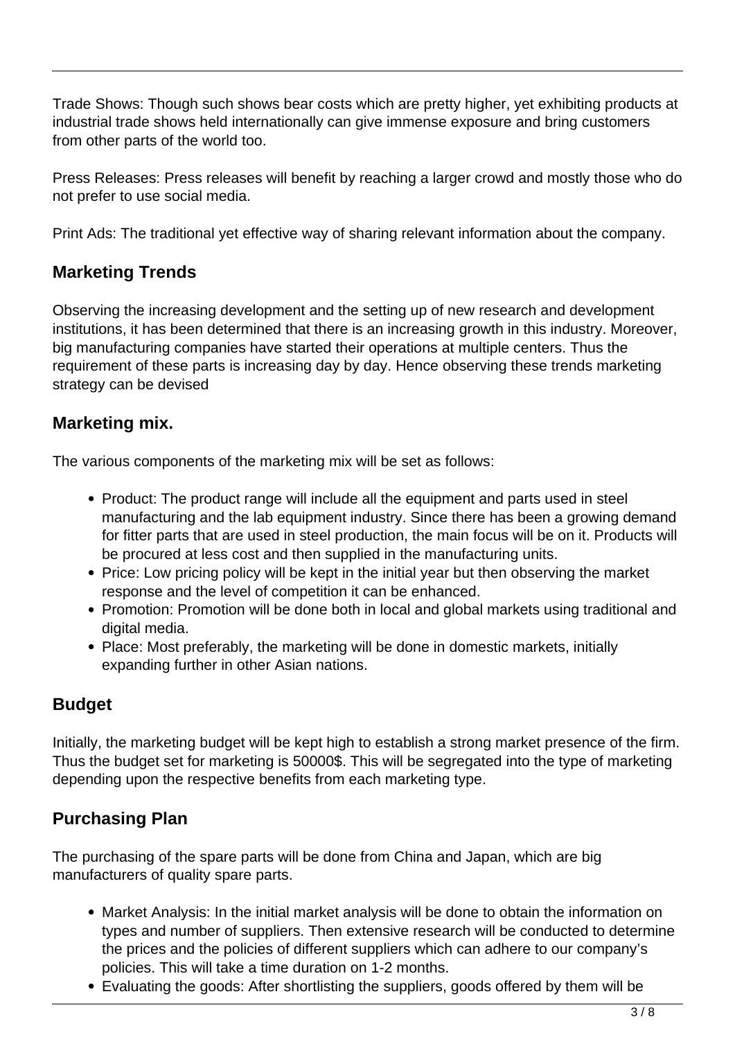Trade Shows: Though such shows bear costs which are pretty higher, yet exhibiting products at industrial trade shows held internationally can give immense exposure and bring customers from other parts of the world too.

Press Releases: Press releases will benefit by reaching a larger crowd and mostly those who do not prefer to use social media.

Print Ads: The traditional yet effective way of sharing relevant information about the company.

## Marketing Trends

Observing the increasing development and the setting up of new research and development institutions, it has been determined that there is an increasing growth in this industry. Moreover, big manufacturing companies have started their operations at multiple centers. Thus the requirement of these parts is increasing day by day. Hence observing these trends marketing strategy can be devised

## Marketing mix.

The various components of the marketing mix will be set as follows:

- Product: The product range will include all the equipment and parts used in steel manufacturing and the lab equipment industry. Since there has been a growing demand for fitter parts that are used in steel production, the main focus will be on it. Products will be procured at less cost and then supplied in the manufacturing units.
- Price: Low pricing policy will be kept in the initial year but then observing the market response and the level of competition it can be enhanced.
- Promotion: Promotion will be done both in local and global markets using traditional and digital media.
- Place: Most preferably, the marketing will be done in domestic markets, initially expanding further in other Asian nations.

## Budget

Initially, the marketing budget will be kept high to establish a strong market presence of the firm. Thus the budget set for marketing is 50000$. This will be segregated into the type of marketing depending upon the respective benefits from each marketing type.

## Purchasing Plan

The purchasing of the spare parts will be done from China and Japan, which are big manufacturers of quality spare parts.

- Market Analysis: In the initial market analysis will be done to obtain the information on types and number of suppliers. Then extensive research will be conducted to determine the prices and the policies of different suppliers which can adhere to our company's policies. This will take a time duration on 1-2 months.
- Evaluating the goods: After shortlisting the suppliers, goods offered by them will be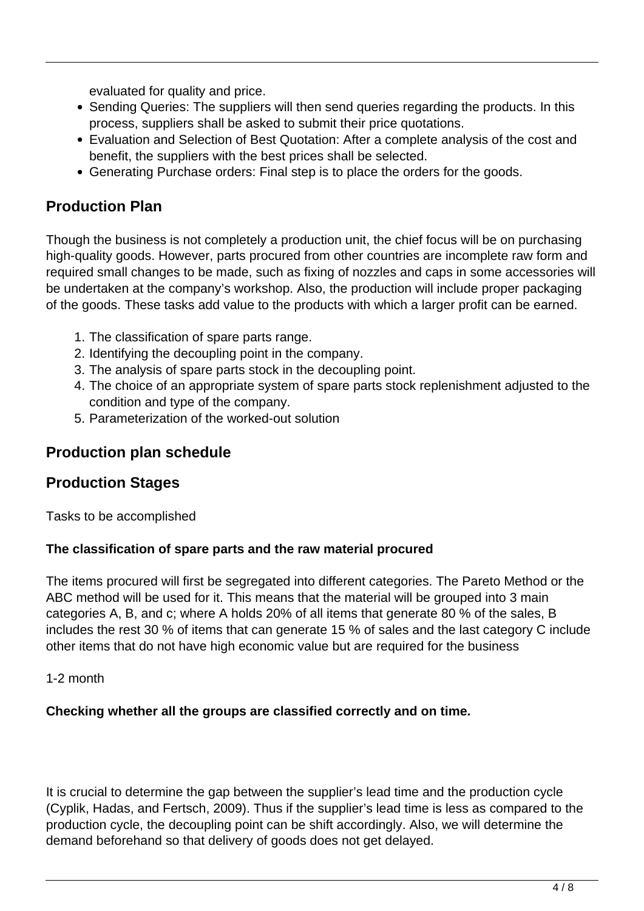evaluated for quality and price.

- Sending Queries: The suppliers will then send queries regarding the products. In this process, suppliers shall be asked to submit their price quotations.
- Evaluation and Selection of Best Quotation: After a complete analysis of the cost and benefit, the suppliers with the best prices shall be selected.
- Generating Purchase orders: Final step is to place the orders for the goods.

## Production Plan

Though the business is not completely a production unit, the chief focus will be on purchasing high-quality goods. However, parts procured from other countries are incomplete raw form and required small changes to be made, such as fixing of nozzles and caps in some accessories will be undertaken at the company's workshop. Also, the production will include proper packaging of the goods. These tasks add value to the products with which a larger profit can be earned.

1. The classification of spare parts range.
2. Identifying the decoupling point in the company.
3. The analysis of spare parts stock in the decoupling point.
4. The choice of an appropriate system of spare parts stock replenishment adjusted to the condition and type of the company.
5. Parameterization of the worked-out solution

## Production plan schedule

## Production Stages

Tasks to be accomplished

**The classification of spare parts and the raw material procured**

The items procured will first be segregated into different categories. The Pareto Method or the ABC method will be used for it. This means that the material will be grouped into 3 main categories A, B, and c; where A holds 20% of all items that generate 80 % of the sales, B includes the rest 30 % of items that can generate 15 % of sales and the last category C include other items that do not have high economic value but are required for the business

1-2 month

**Checking whether all the groups are classified correctly and on time.**

It is crucial to determine the gap between the supplier's lead time and the production cycle (Cyplik, Hadas, and Fertsch, 2009). Thus if the supplier's lead time is less as compared to the production cycle, the decoupling point can be shift accordingly. Also, we will determine the demand beforehand so that delivery of goods does not get delayed.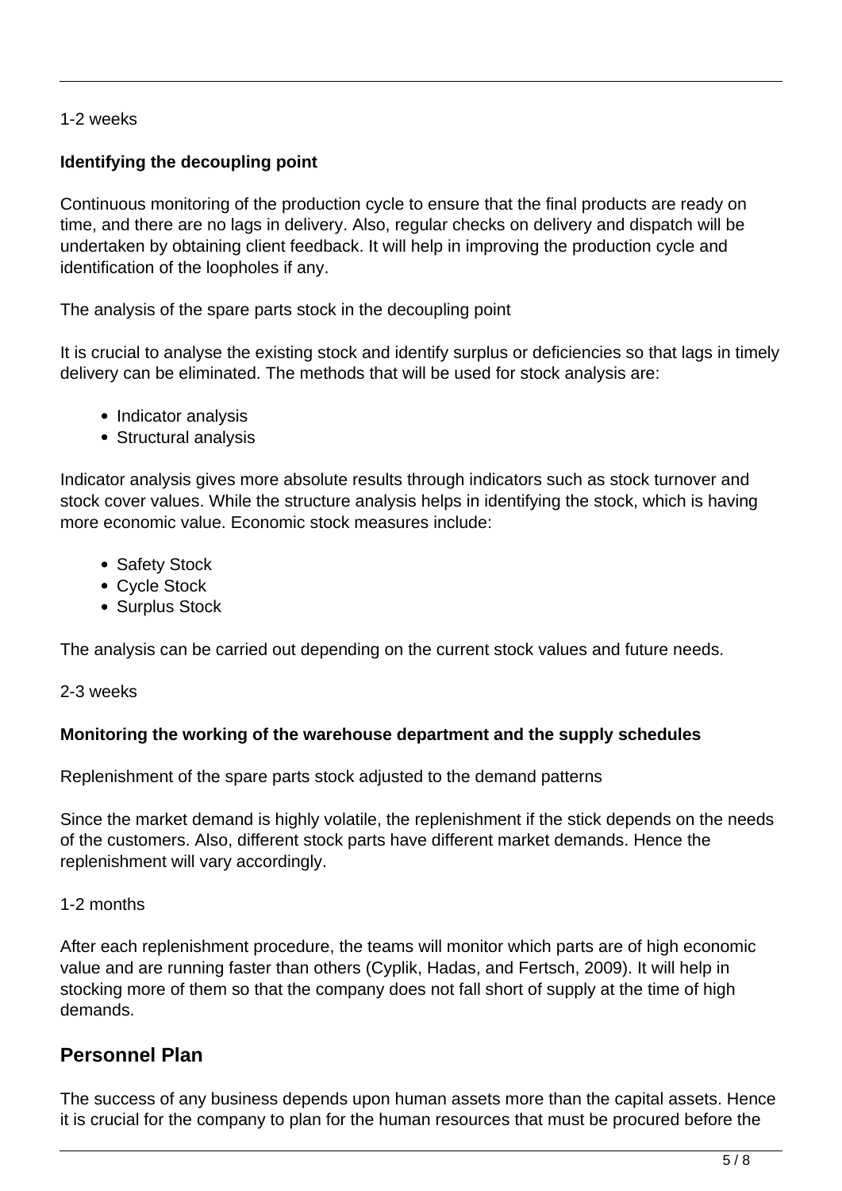1-2 weeks

**Identifying the decoupling point**

Continuous monitoring of the production cycle to ensure that the final products are ready on time, and there are no lags in delivery. Also, regular checks on delivery and dispatch will be undertaken by obtaining client feedback. It will help in improving the production cycle and identification of the loopholes if any.

The analysis of the spare parts stock in the decoupling point

It is crucial to analyse the existing stock and identify surplus or deficiencies so that lags in timely delivery can be eliminated. The methods that will be used for stock analysis are:

- Indicator analysis
- Structural analysis

Indicator analysis gives more absolute results through indicators such as stock turnover and stock cover values. While the structure analysis helps in identifying the stock, which is having more economic value. Economic stock measures include:

- Safety Stock
- Cycle Stock
- Surplus Stock

The analysis can be carried out depending on the current stock values and future needs.

2-3 weeks

**Monitoring the working of the warehouse department and the supply schedules**

Replenishment of the spare parts stock adjusted to the demand patterns

Since the market demand is highly volatile, the replenishment if the stick depends on the needs of the customers. Also, different stock parts have different market demands. Hence the replenishment will vary accordingly.

1-2 months

After each replenishment procedure, the teams will monitor which parts are of high economic value and are running faster than others (Cyplik, Hadas, and Fertsch, 2009). It will help in stocking more of them so that the company does not fall short of supply at the time of high demands.

## Personnel Plan

The success of any business depends upon human assets more than the capital assets. Hence it is crucial for the company to plan for the human resources that must be procured before the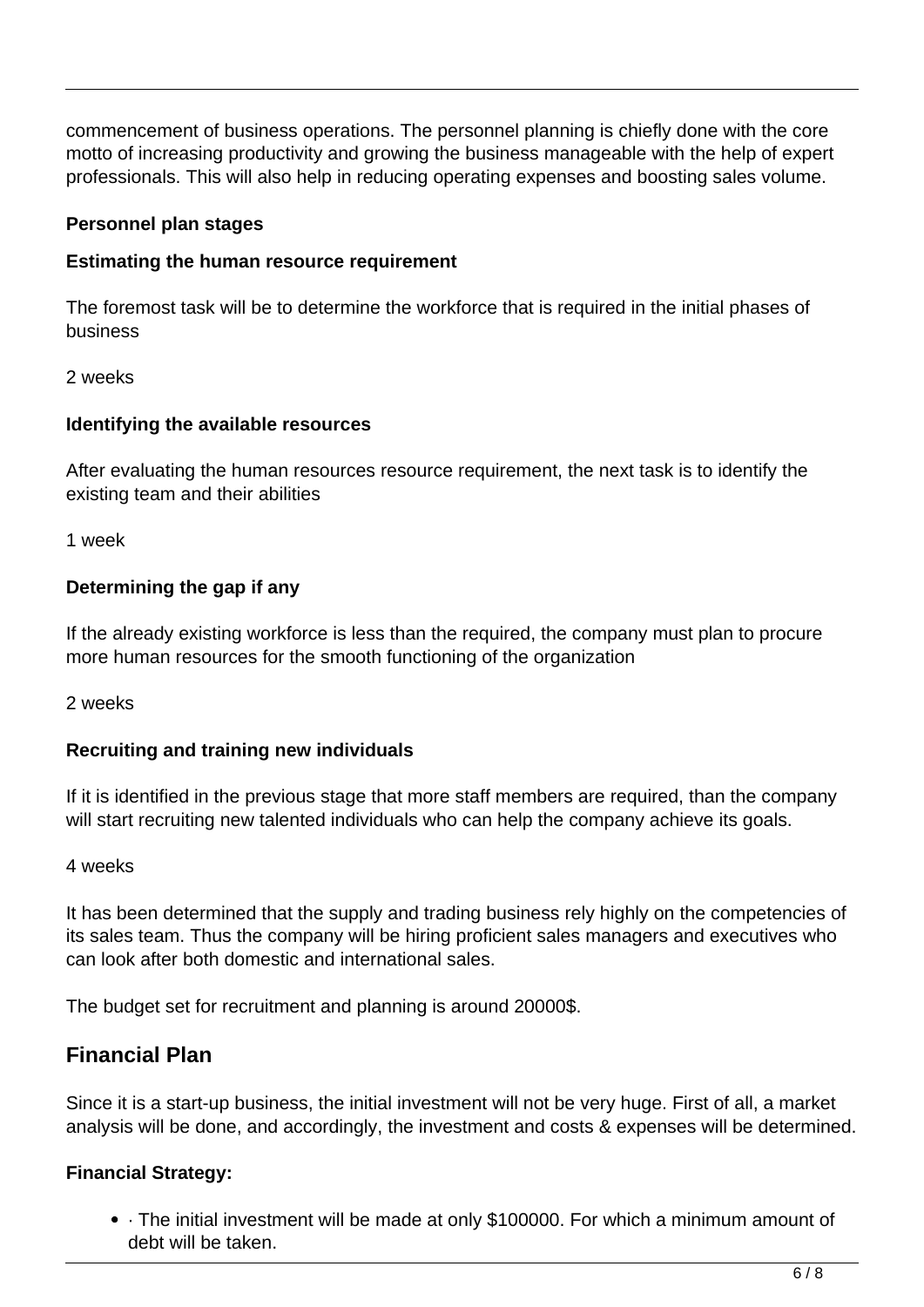commencement of business operations. The personnel planning is chiefly done with the core motto of increasing productivity and growing the business manageable with the help of expert professionals. This will also help in reducing operating expenses and boosting sales volume.

**Personnel plan stages**

**Estimating the human resource requirement**

The foremost task will be to determine the workforce that is required in the initial phases of business

2 weeks

**Identifying the available resources**

After evaluating the human resources resource requirement, the next task is to identify the existing team and their abilities

1 week

**Determining the gap if any**

If the already existing workforce is less than the required, the company must plan to procure more human resources for the smooth functioning of the organization

2 weeks

**Recruiting and training new individuals**

If it is identified in the previous stage that more staff members are required, than the company will start recruiting new talented individuals who can help the company achieve its goals.

4 weeks

It has been determined that the supply and trading business rely highly on the competencies of its sales team. Thus the company will be hiring proficient sales managers and executives who can look after both domestic and international sales.

The budget set for recruitment and planning is around 20000$.

## Financial Plan

Since it is a start-up business, the initial investment will not be very huge. First of all, a market analysis will be done, and accordingly, the investment and costs & expenses will be determined.

**Financial Strategy:**

- · The initial investment will be made at only $100000. For which a minimum amount of debt will be taken.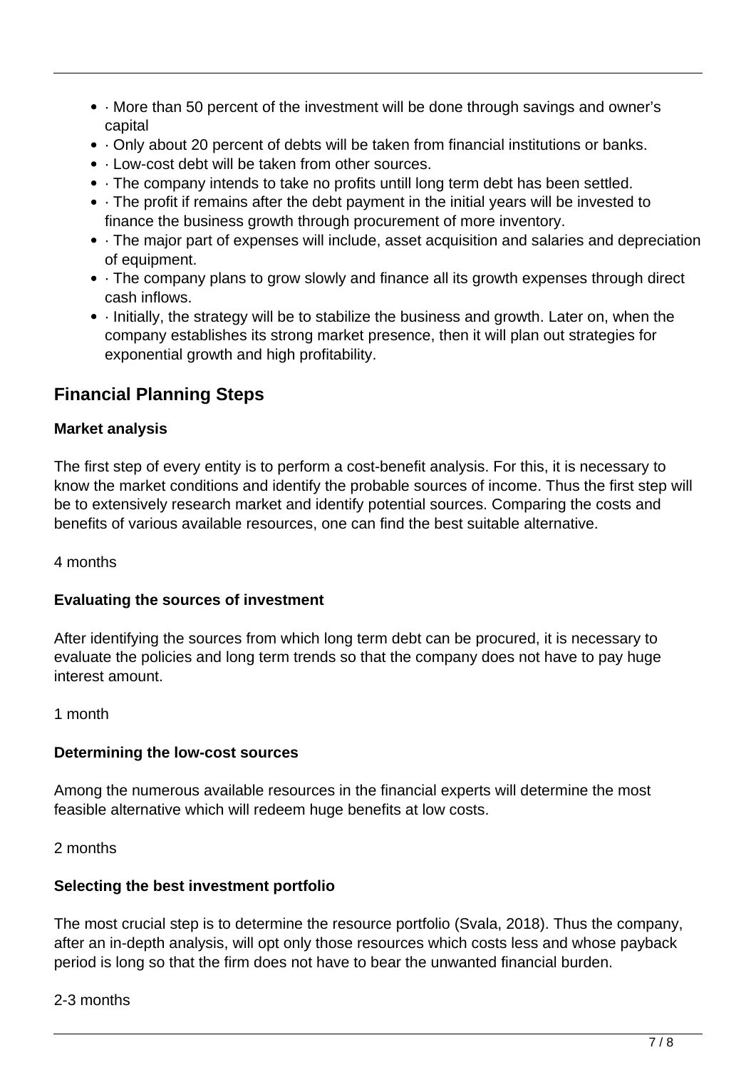- · More than 50 percent of the investment will be done through savings and owner's capital
- · Only about 20 percent of debts will be taken from financial institutions or banks.
- · Low-cost debt will be taken from other sources.
- · The company intends to take no profits untill long term debt has been settled.
- · The profit if remains after the debt payment in the initial years will be invested to finance the business growth through procurement of more inventory.
- · The major part of expenses will include, asset acquisition and salaries and depreciation of equipment.
- · The company plans to grow slowly and finance all its growth expenses through direct cash inflows.
- · Initially, the strategy will be to stabilize the business and growth. Later on, when the company establishes its strong market presence, then it will plan out strategies for exponential growth and high profitability.

## Financial Planning Steps

**Market analysis**

The first step of every entity is to perform a cost-benefit analysis. For this, it is necessary to know the market conditions and identify the probable sources of income. Thus the first step will be to extensively research market and identify potential sources. Comparing the costs and benefits of various available resources, one can find the best suitable alternative.

4 months

**Evaluating the sources of investment**

After identifying the sources from which long term debt can be procured, it is necessary to evaluate the policies and long term trends so that the company does not have to pay huge interest amount.

1 month

**Determining the low-cost sources**

Among the numerous available resources in the financial experts will determine the most feasible alternative which will redeem huge benefits at low costs.

2 months

**Selecting the best investment portfolio**

The most crucial step is to determine the resource portfolio (Svala, 2018). Thus the company, after an in-depth analysis, will opt only those resources which costs less and whose payback period is long so that the firm does not have to bear the unwanted financial burden.

2-3 months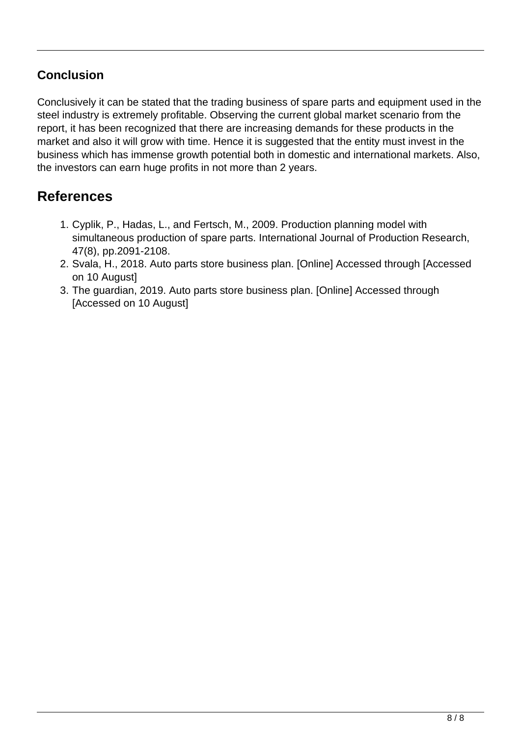## Conclusion

Conclusively it can be stated that the trading business of spare parts and equipment used in the steel industry is extremely profitable. Observing the current global market scenario from the report, it has been recognized that there are increasing demands for these products in the market and also it will grow with time. Hence it is suggested that the entity must invest in the business which has immense growth potential both in domestic and international markets. Also, the investors can earn huge profits in not more than 2 years.

# References

1. Cyplik, P., Hadas, L., and Fertsch, M., 2009. Production planning model with simultaneous production of spare parts. International Journal of Production Research, 47(8), pp.2091-2108.
2. Svala, H., 2018. Auto parts store business plan. [Online] Accessed through [Accessed on 10 August]
3. The guardian, 2019. Auto parts store business plan. [Online] Accessed through [Accessed on 10 August]